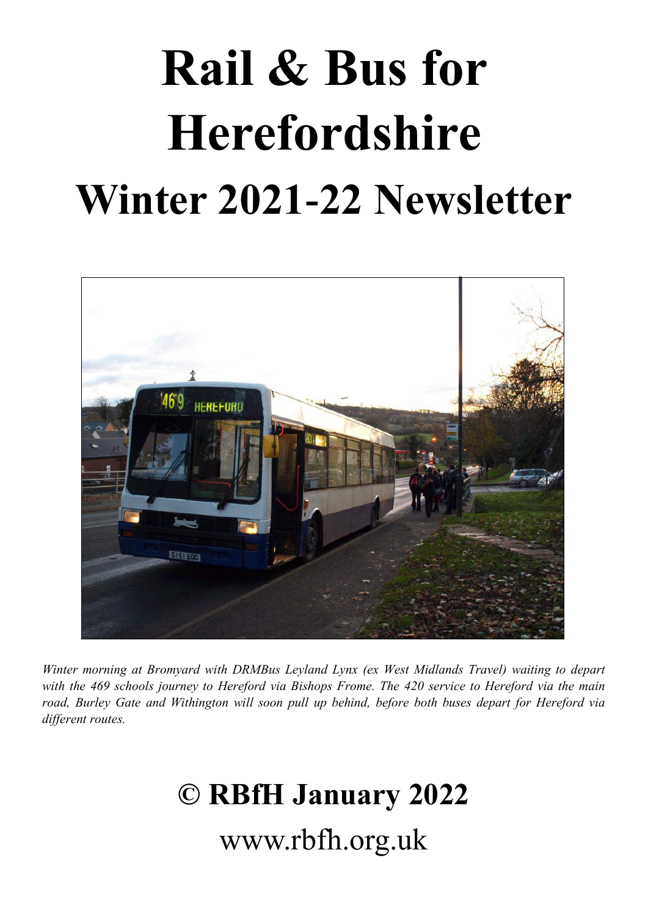# Rail & Bus for Herefordshire

# Winter 2021-22 Newsletter

*Winter morning at Bromyard with DRMBus Leyland Lynx (ex West Midlands Travel) waiting to depart with the 469 schools journey to Hereford via Bishops Frome. The 420 service to Hereford via the main road, Burley Gate and Withington will soon pull up behind, before both buses depart for Hereford via different routes.*

## © RBfH January 2022

www.rbfh.org.uk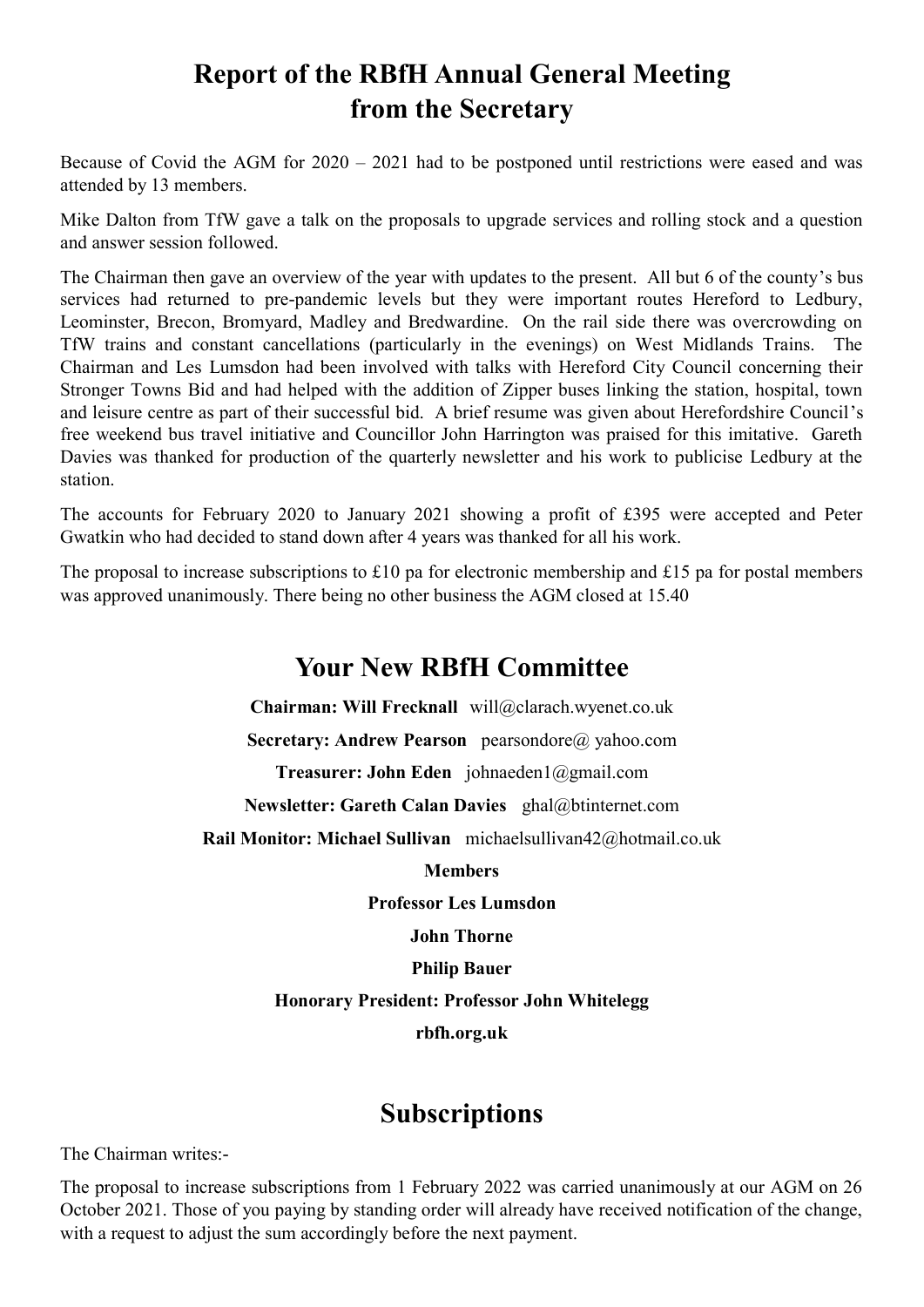# Report of the RBfH Annual General Meeting from the Secretary

Because of Covid the AGM for 2020 – 2021 had to be postponed until restrictions were eased and was attended by 13 members.

Mike Dalton from TfW gave a talk on the proposals to upgrade services and rolling stock and a question and answer session followed.

The Chairman then gave an overview of the year with updates to the present. All but 6 of the county's bus services had returned to pre-pandemic levels but they were important routes Hereford to Ledbury, Leominster, Brecon, Bromyard, Madley and Bredwardine. On the rail side there was overcrowding on TfW trains and constant cancellations (particularly in the evenings) on West Midlands Trains. The Chairman and Les Lumsdon had been involved with talks with Hereford City Council concerning their Stronger Towns Bid and had helped with the addition of Zipper buses linking the station, hospital, town and leisure centre as part of their successful bid. A brief resume was given about Herefordshire Council's free weekend bus travel initiative and Councillor John Harrington was praised for this imitative. Gareth Davies was thanked for production of the quarterly newsletter and his work to publicise Ledbury at the station.

The accounts for February 2020 to January 2021 showing a profit of £395 were accepted and Peter Gwatkin who had decided to stand down after 4 years was thanked for all his work.

The proposal to increase subscriptions to £10 pa for electronic membership and £15 pa for postal members was approved unanimously. There being no other business the AGM closed at 15.40

## Your New RBfH Committee

**Chairman: Will Frecknall** will@clarach.wyenet.co.uk

**Secretary: Andrew Pearson** pearsondore@ yahoo.com

**Treasurer: John Eden** johnaeden1@gmail.com

**Newsletter: Gareth Calan Davies** ghal@btinternet.com

**Rail Monitor: Michael Sullivan** michaelsullivan42@hotmail.co.uk

**Members**

**Professor Les Lumsdon**

**John Thorne**

**Philip Bauer**

**Honorary President: Professor John Whitelegg**

**rbfh.org.uk**

## Subscriptions

The Chairman writes:-

The proposal to increase subscriptions from 1 February 2022 was carried unanimously at our AGM on 26 October 2021. Those of you paying by standing order will already have received notification of the change, with a request to adjust the sum accordingly before the next payment.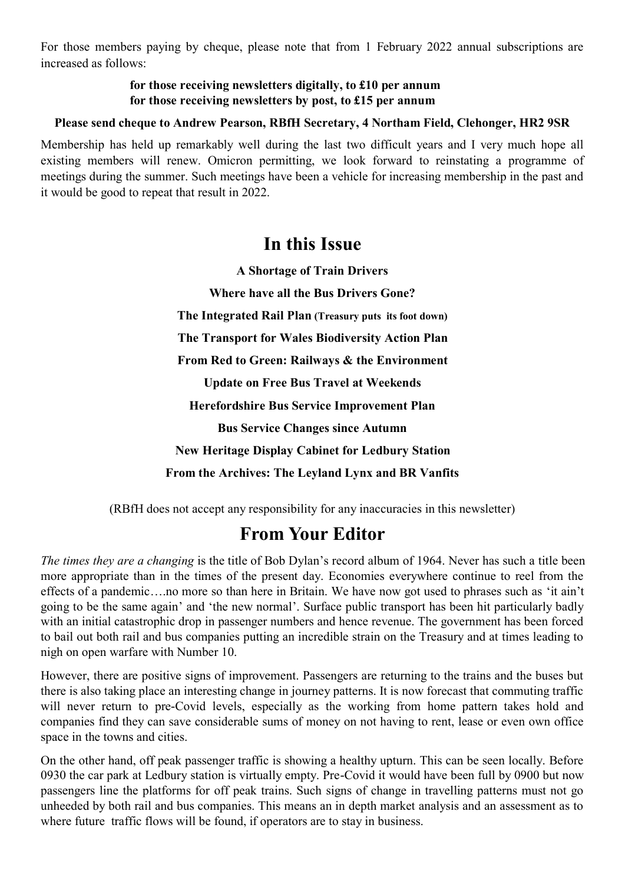For those members paying by cheque, please note that from 1 February 2022 annual subscriptions are increased as follows:

**for those receiving newsletters digitally, to £10 per annum**
**for those receiving newsletters by post, to £15 per annum**

**Please send cheque to Andrew Pearson, RBfH Secretary, 4 Northam Field, Clehonger, HR2 9SR**

Membership has held up remarkably well during the last two difficult years and I very much hope all existing members will renew. Omicron permitting, we look forward to reinstating a programme of meetings during the summer. Such meetings have been a vehicle for increasing membership in the past and it would be good to repeat that result in 2022.

# In this Issue

**A Shortage of Train Drivers**

**Where have all the Bus Drivers Gone?**

**The Integrated Rail Plan (Treasury puts its foot down)**

**The Transport for Wales Biodiversity Action Plan**

**From Red to Green: Railways & the Environment**

**Update on Free Bus Travel at Weekends**

**Herefordshire Bus Service Improvement Plan**

**Bus Service Changes since Autumn**

**New Heritage Display Cabinet for Ledbury Station**

**From the Archives: The Leyland Lynx and BR Vanfits**

(RBfH does not accept any responsibility for any inaccuracies in this newsletter)

# From Your Editor

*The times they are a changing* is the title of Bob Dylan's record album of 1964. Never has such a title been more appropriate than in the times of the present day. Economies everywhere continue to reel from the effects of a pandemic….no more so than here in Britain. We have now got used to phrases such as 'it ain't going to be the same again' and 'the new normal'. Surface public transport has been hit particularly badly with an initial catastrophic drop in passenger numbers and hence revenue. The government has been forced to bail out both rail and bus companies putting an incredible strain on the Treasury and at times leading to nigh on open warfare with Number 10.

However, there are positive signs of improvement. Passengers are returning to the trains and the buses but there is also taking place an interesting change in journey patterns. It is now forecast that commuting traffic will never return to pre-Covid levels, especially as the working from home pattern takes hold and companies find they can save considerable sums of money on not having to rent, lease or even own office space in the towns and cities.

On the other hand, off peak passenger traffic is showing a healthy upturn. This can be seen locally. Before 0930 the car park at Ledbury station is virtually empty. Pre-Covid it would have been full by 0900 but now passengers line the platforms for off peak trains. Such signs of change in travelling patterns must not go unheeded by both rail and bus companies. This means an in depth market analysis and an assessment as to where future traffic flows will be found, if operators are to stay in business.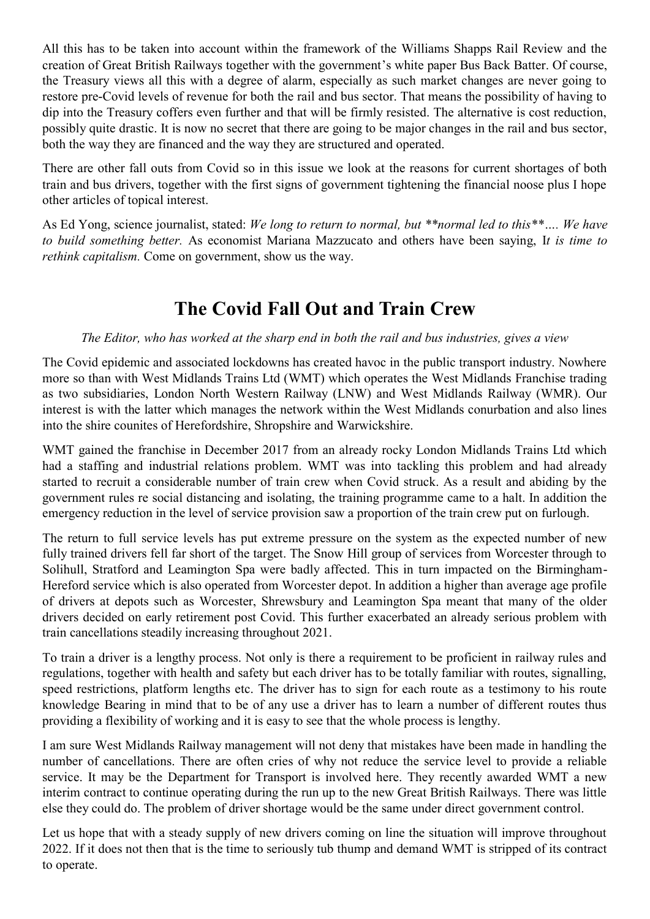All this has to be taken into account within the framework of the Williams Shapps Rail Review and the creation of Great British Railways together with the government's white paper Bus Back Batter. Of course, the Treasury views all this with a degree of alarm, especially as such market changes are never going to restore pre-Covid levels of revenue for both the rail and bus sector. That means the possibility of having to dip into the Treasury coffers even further and that will be firmly resisted. The alternative is cost reduction, possibly quite drastic. It is now no secret that there are going to be major changes in the rail and bus sector, both the way they are financed and the way they are structured and operated.

There are other fall outs from Covid so in this issue we look at the reasons for current shortages of both train and bus drivers, together with the first signs of government tightening the financial noose plus I hope other articles of topical interest.

As Ed Yong, science journalist, stated: *We long to return to normal, but **normal led to this**…. We have to build something better.* As economist Mariana Mazzucato and others have been saying, I*t is time to rethink capitalism.* Come on government, show us the way.

# The Covid Fall Out and Train Crew

*The Editor, who has worked at the sharp end in both the rail and bus industries, gives a view*

The Covid epidemic and associated lockdowns has created havoc in the public transport industry. Nowhere more so than with West Midlands Trains Ltd (WMT) which operates the West Midlands Franchise trading as two subsidiaries, London North Western Railway (LNW) and West Midlands Railway (WMR). Our interest is with the latter which manages the network within the West Midlands conurbation and also lines into the shire counites of Herefordshire, Shropshire and Warwickshire.

WMT gained the franchise in December 2017 from an already rocky London Midlands Trains Ltd which had a staffing and industrial relations problem. WMT was into tackling this problem and had already started to recruit a considerable number of train crew when Covid struck. As a result and abiding by the government rules re social distancing and isolating, the training programme came to a halt. In addition the emergency reduction in the level of service provision saw a proportion of the train crew put on furlough.

The return to full service levels has put extreme pressure on the system as the expected number of new fully trained drivers fell far short of the target. The Snow Hill group of services from Worcester through to Solihull, Stratford and Leamington Spa were badly affected. This in turn impacted on the Birmingham-Hereford service which is also operated from Worcester depot. In addition a higher than average age profile of drivers at depots such as Worcester, Shrewsbury and Leamington Spa meant that many of the older drivers decided on early retirement post Covid. This further exacerbated an already serious problem with train cancellations steadily increasing throughout 2021.

To train a driver is a lengthy process. Not only is there a requirement to be proficient in railway rules and regulations, together with health and safety but each driver has to be totally familiar with routes, signalling, speed restrictions, platform lengths etc. The driver has to sign for each route as a testimony to his route knowledge Bearing in mind that to be of any use a driver has to learn a number of different routes thus providing a flexibility of working and it is easy to see that the whole process is lengthy.

I am sure West Midlands Railway management will not deny that mistakes have been made in handling the number of cancellations. There are often cries of why not reduce the service level to provide a reliable service. It may be the Department for Transport is involved here. They recently awarded WMT a new interim contract to continue operating during the run up to the new Great British Railways. There was little else they could do. The problem of driver shortage would be the same under direct government control.

Let us hope that with a steady supply of new drivers coming on line the situation will improve throughout 2022. If it does not then that is the time to seriously tub thump and demand WMT is stripped of its contract to operate.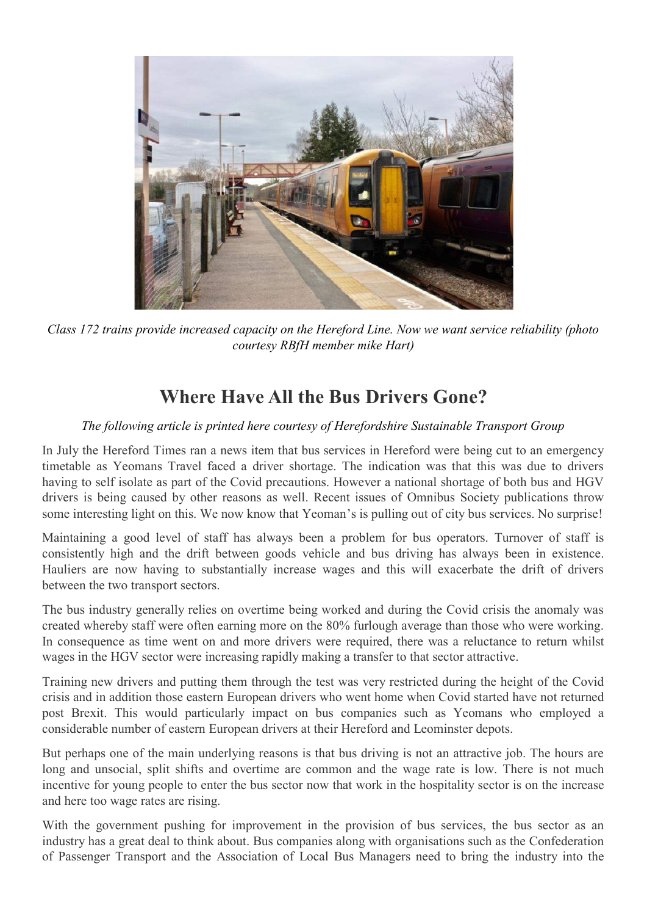*Class 172 trains provide increased capacity on the Hereford Line. Now we want service reliability (photo courtesy RBfH member mike Hart)*

## Where Have All the Bus Drivers Gone?

*The following article is printed here courtesy of Herefordshire Sustainable Transport Group*

In July the Hereford Times ran a news item that bus services in Hereford were being cut to an emergency timetable as Yeomans Travel faced a driver shortage. The indication was that this was due to drivers having to self isolate as part of the Covid precautions. However a national shortage of both bus and HGV drivers is being caused by other reasons as well. Recent issues of Omnibus Society publications throw some interesting light on this. We now know that Yeoman's is pulling out of city bus services. No surprise!

Maintaining a good level of staff has always been a problem for bus operators. Turnover of staff is consistently high and the drift between goods vehicle and bus driving has always been in existence. Hauliers are now having to substantially increase wages and this will exacerbate the drift of drivers between the two transport sectors.

The bus industry generally relies on overtime being worked and during the Covid crisis the anomaly was created whereby staff were often earning more on the 80% furlough average than those who were working. In consequence as time went on and more drivers were required, there was a reluctance to return whilst wages in the HGV sector were increasing rapidly making a transfer to that sector attractive.

Training new drivers and putting them through the test was very restricted during the height of the Covid crisis and in addition those eastern European drivers who went home when Covid started have not returned post Brexit. This would particularly impact on bus companies such as Yeomans who employed a considerable number of eastern European drivers at their Hereford and Leominster depots.

But perhaps one of the main underlying reasons is that bus driving is not an attractive job. The hours are long and unsocial, split shifts and overtime are common and the wage rate is low. There is not much incentive for young people to enter the bus sector now that work in the hospitality sector is on the increase and here too wage rates are rising.

With the government pushing for improvement in the provision of bus services, the bus sector as an industry has a great deal to think about. Bus companies along with organisations such as the Confederation of Passenger Transport and the Association of Local Bus Managers need to bring the industry into the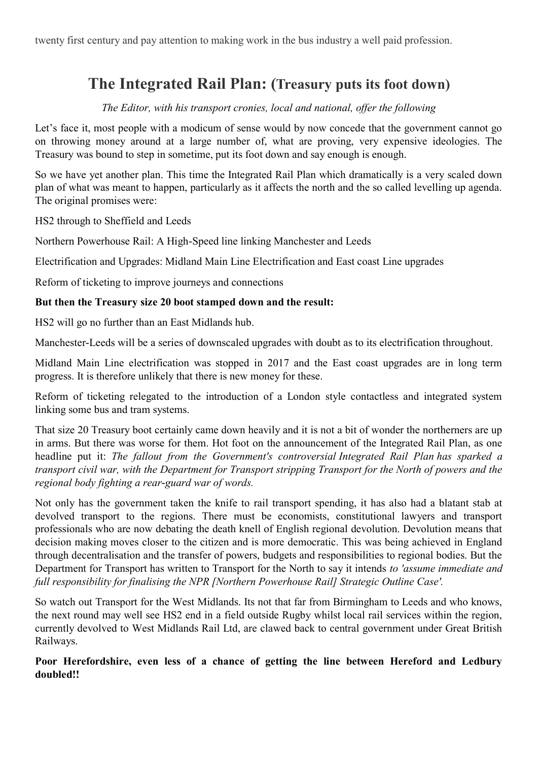twenty first century and pay attention to making work in the bus industry a well paid profession.

## The Integrated Rail Plan: (Treasury puts its foot down)

*The Editor, with his transport cronies, local and national, offer the following*

Let's face it, most people with a modicum of sense would by now concede that the government cannot go on throwing money around at a large number of, what are proving, very expensive ideologies. The Treasury was bound to step in sometime, put its foot down and say enough is enough.

So we have yet another plan. This time the Integrated Rail Plan which dramatically is a very scaled down plan of what was meant to happen, particularly as it affects the north and the so called levelling up agenda. The original promises were:

HS2 through to Sheffield and Leeds

Northern Powerhouse Rail: A High-Speed line linking Manchester and Leeds

Electrification and Upgrades: Midland Main Line Electrification and East coast Line upgrades

Reform of ticketing to improve journeys and connections

**But then the Treasury size 20 boot stamped down and the result:**

HS2 will go no further than an East Midlands hub.

Manchester-Leeds will be a series of downscaled upgrades with doubt as to its electrification throughout.

Midland Main Line electrification was stopped in 2017 and the East coast upgrades are in long term progress. It is therefore unlikely that there is new money for these.

Reform of ticketing relegated to the introduction of a London style contactless and integrated system linking some bus and tram systems.

That size 20 Treasury boot certainly came down heavily and it is not a bit of wonder the northerners are up in arms. But there was worse for them. Hot foot on the announcement of the Integrated Rail Plan, as one headline put it: *The fallout from the Government's controversial Integrated Rail Plan has sparked a transport civil war, with the Department for Transport stripping Transport for the North of powers and the regional body fighting a rear-guard war of words.*

Not only has the government taken the knife to rail transport spending, it has also had a blatant stab at devolved transport to the regions. There must be economists, constitutional lawyers and transport professionals who are now debating the death knell of English regional devolution. Devolution means that decision making moves closer to the citizen and is more democratic. This was being achieved in England through decentralisation and the transfer of powers, budgets and responsibilities to regional bodies. But the Department for Transport has written to Transport for the North to say it intends *to 'assume immediate and full responsibility for finalising the NPR [Northern Powerhouse Rail] Strategic Outline Case'.*

So watch out Transport for the West Midlands. Its not that far from Birmingham to Leeds and who knows, the next round may well see HS2 end in a field outside Rugby whilst local rail services within the region, currently devolved to West Midlands Rail Ltd, are clawed back to central government under Great British Railways.

**Poor Herefordshire, even less of a chance of getting the line between Hereford and Ledbury doubled!!**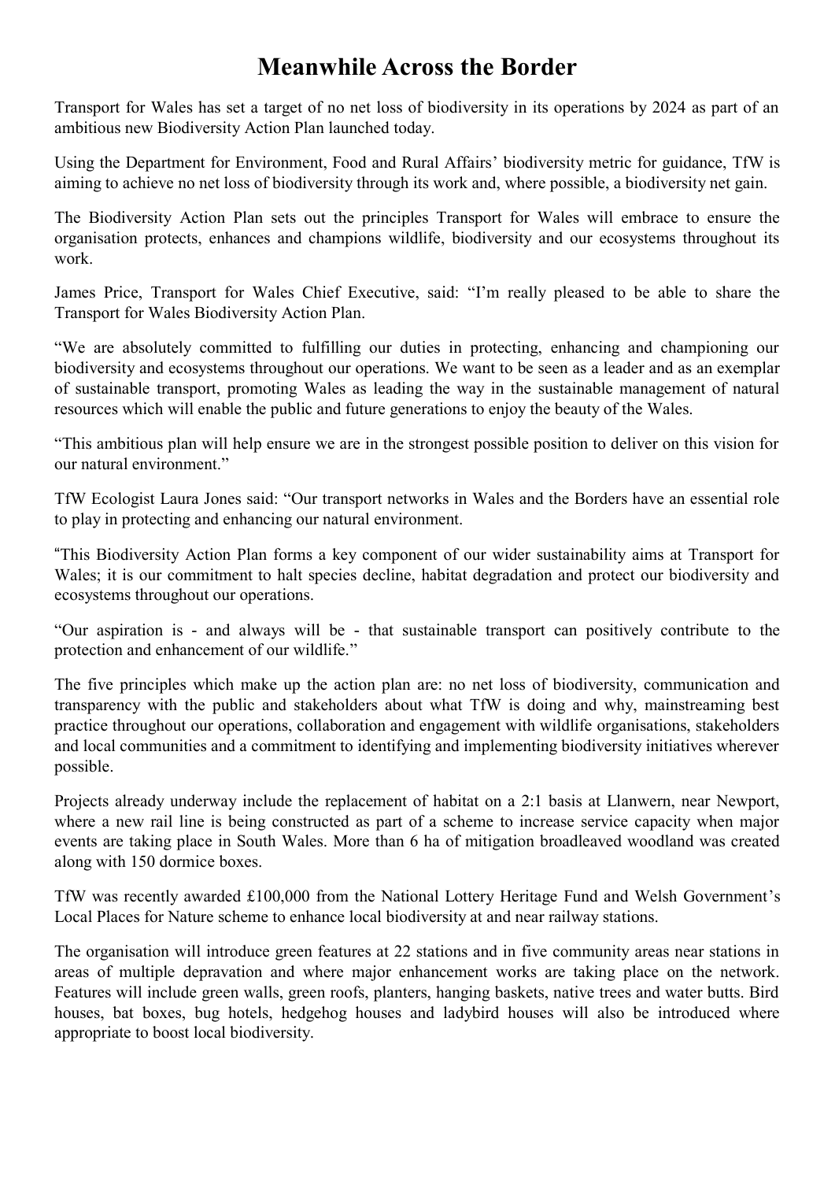# Meanwhile Across the Border

Transport for Wales has set a target of no net loss of biodiversity in its operations by 2024 as part of an ambitious new Biodiversity Action Plan launched today.

Using the Department for Environment, Food and Rural Affairs' biodiversity metric for guidance, TfW is aiming to achieve no net loss of biodiversity through its work and, where possible, a biodiversity net gain.

The Biodiversity Action Plan sets out the principles Transport for Wales will embrace to ensure the organisation protects, enhances and champions wildlife, biodiversity and our ecosystems throughout its work.

James Price, Transport for Wales Chief Executive, said: "I'm really pleased to be able to share the Transport for Wales Biodiversity Action Plan.

"We are absolutely committed to fulfilling our duties in protecting, enhancing and championing our biodiversity and ecosystems throughout our operations. We want to be seen as a leader and as an exemplar of sustainable transport, promoting Wales as leading the way in the sustainable management of natural resources which will enable the public and future generations to enjoy the beauty of the Wales.

"This ambitious plan will help ensure we are in the strongest possible position to deliver on this vision for our natural environment."

TfW Ecologist Laura Jones said: "Our transport networks in Wales and the Borders have an essential role to play in protecting and enhancing our natural environment.

"This Biodiversity Action Plan forms a key component of our wider sustainability aims at Transport for Wales; it is our commitment to halt species decline, habitat degradation and protect our biodiversity and ecosystems throughout our operations.

"Our aspiration is - and always will be - that sustainable transport can positively contribute to the protection and enhancement of our wildlife."

The five principles which make up the action plan are: no net loss of biodiversity, communication and transparency with the public and stakeholders about what TfW is doing and why, mainstreaming best practice throughout our operations, collaboration and engagement with wildlife organisations, stakeholders and local communities and a commitment to identifying and implementing biodiversity initiatives wherever possible.

Projects already underway include the replacement of habitat on a 2:1 basis at Llanwern, near Newport, where a new rail line is being constructed as part of a scheme to increase service capacity when major events are taking place in South Wales. More than 6 ha of mitigation broadleaved woodland was created along with 150 dormice boxes.

TfW was recently awarded £100,000 from the National Lottery Heritage Fund and Welsh Government's Local Places for Nature scheme to enhance local biodiversity at and near railway stations.

The organisation will introduce green features at 22 stations and in five community areas near stations in areas of multiple deprivation and where major enhancement works are taking place on the network. Features will include green walls, green roofs, planters, hanging baskets, native trees and water butts. Bird houses, bat boxes, bug hotels, hedgehog houses and ladybird houses will also be introduced where appropriate to boost local biodiversity.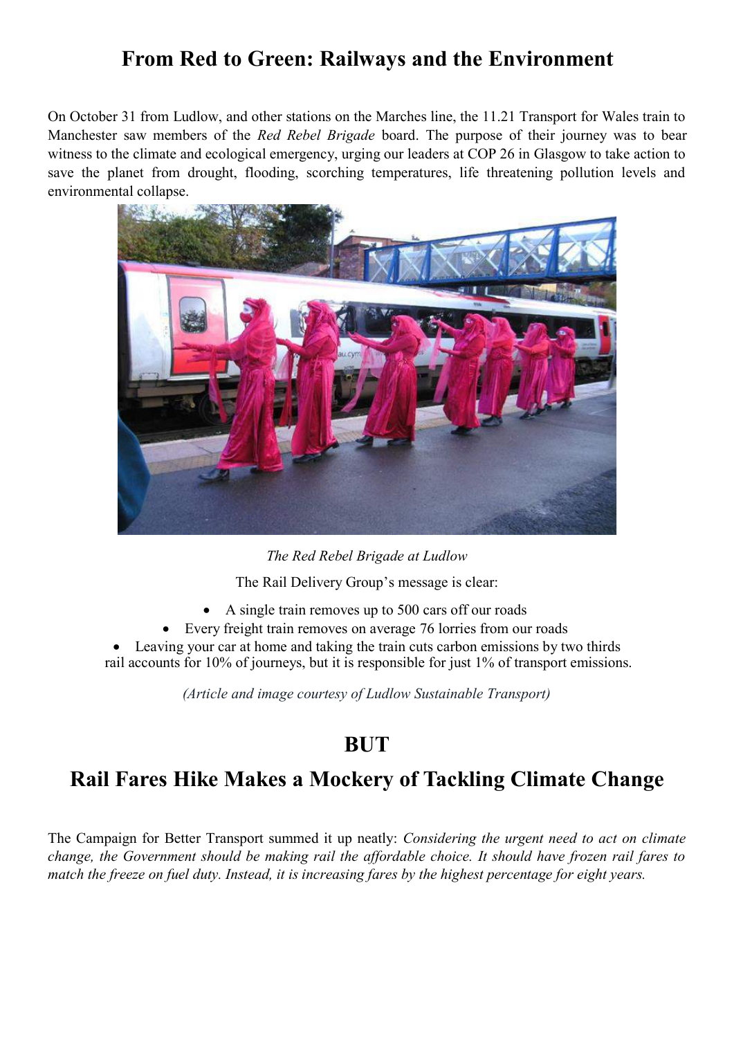# From Red to Green: Railways and the Environment

On October 31 from Ludlow, and other stations on the Marches line, the 11.21 Transport for Wales train to Manchester saw members of the *Red Rebel Brigade* board. The purpose of their journey was to bear witness to the climate and ecological emergency, urging our leaders at COP 26 in Glasgow to take action to save the planet from drought, flooding, scorching temperatures, life threatening pollution levels and environmental collapse.

*The Red Rebel Brigade at Ludlow*

The Rail Delivery Group's message is clear:

- A single train removes up to 500 cars off our roads
- Every freight train removes on average 76 lorries from our roads
- Leaving your car at home and taking the train cuts carbon emissions by two thirds rail accounts for 10% of journeys, but it is responsible for just 1% of transport emissions.

*(Article and image courtesy of Ludlow Sustainable Transport)*

## BUT

## Rail Fares Hike Makes a Mockery of Tackling Climate Change

The Campaign for Better Transport summed it up neatly: *Considering the urgent need to act on climate change, the Government should be making rail the affordable choice. It should have frozen rail fares to match the freeze on fuel duty. Instead, it is increasing fares by the highest percentage for eight years.*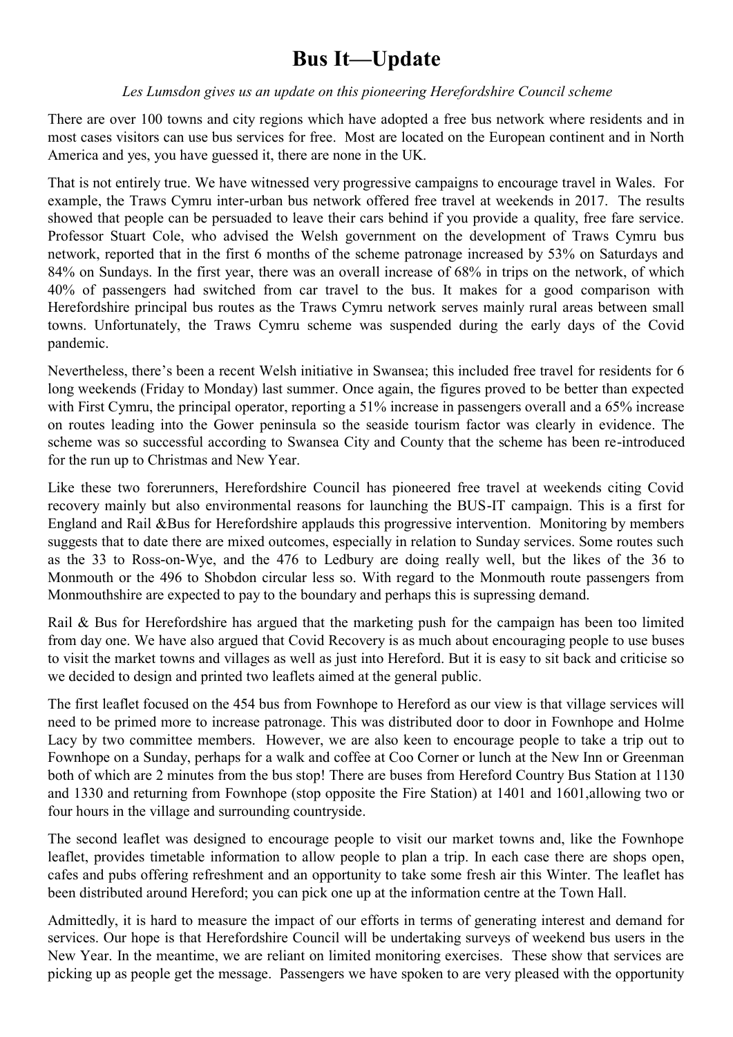# Bus It—Update

*Les Lumsdon gives us an update on this pioneering Herefordshire Council scheme*

There are over 100 towns and city regions which have adopted a free bus network where residents and in most cases visitors can use bus services for free. Most are located on the European continent and in North America and yes, you have guessed it, there are none in the UK.

That is not entirely true. We have witnessed very progressive campaigns to encourage travel in Wales. For example, the Traws Cymru inter-urban bus network offered free travel at weekends in 2017. The results showed that people can be persuaded to leave their cars behind if you provide a quality, free fare service. Professor Stuart Cole, who advised the Welsh government on the development of Traws Cymru bus network, reported that in the first 6 months of the scheme patronage increased by 53% on Saturdays and 84% on Sundays. In the first year, there was an overall increase of 68% in trips on the network, of which 40% of passengers had switched from car travel to the bus. It makes for a good comparison with Herefordshire principal bus routes as the Traws Cymru network serves mainly rural areas between small towns. Unfortunately, the Traws Cymru scheme was suspended during the early days of the Covid pandemic.

Nevertheless, there's been a recent Welsh initiative in Swansea; this included free travel for residents for 6 long weekends (Friday to Monday) last summer. Once again, the figures proved to be better than expected with First Cymru, the principal operator, reporting a 51% increase in passengers overall and a 65% increase on routes leading into the Gower peninsula so the seaside tourism factor was clearly in evidence. The scheme was so successful according to Swansea City and County that the scheme has been re-introduced for the run up to Christmas and New Year.

Like these two forerunners, Herefordshire Council has pioneered free travel at weekends citing Covid recovery mainly but also environmental reasons for launching the BUS-IT campaign. This is a first for England and Rail &Bus for Herefordshire applauds this progressive intervention. Monitoring by members suggests that to date there are mixed outcomes, especially in relation to Sunday services. Some routes such as the 33 to Ross-on-Wye, and the 476 to Ledbury are doing really well, but the likes of the 36 to Monmouth or the 496 to Shobdon circular less so. With regard to the Monmouth route passengers from Monmouthshire are expected to pay to the boundary and perhaps this is supressing demand.

Rail & Bus for Herefordshire has argued that the marketing push for the campaign has been too limited from day one. We have also argued that Covid Recovery is as much about encouraging people to use buses to visit the market towns and villages as well as just into Hereford. But it is easy to sit back and criticise so we decided to design and printed two leaflets aimed at the general public.

The first leaflet focused on the 454 bus from Fownhope to Hereford as our view is that village services will need to be primed more to increase patronage. This was distributed door to door in Fownhope and Holme Lacy by two committee members. However, we are also keen to encourage people to take a trip out to Fownhope on a Sunday, perhaps for a walk and coffee at Coo Corner or lunch at the New Inn or Greenman both of which are 2 minutes from the bus stop! There are buses from Hereford Country Bus Station at 1130 and 1330 and returning from Fownhope (stop opposite the Fire Station) at 1401 and 1601,allowing two or four hours in the village and surrounding countryside.

The second leaflet was designed to encourage people to visit our market towns and, like the Fownhope leaflet, provides timetable information to allow people to plan a trip. In each case there are shops open, cafes and pubs offering refreshment and an opportunity to take some fresh air this Winter. The leaflet has been distributed around Hereford; you can pick one up at the information centre at the Town Hall.

Admittedly, it is hard to measure the impact of our efforts in terms of generating interest and demand for services. Our hope is that Herefordshire Council will be undertaking surveys of weekend bus users in the New Year. In the meantime, we are reliant on limited monitoring exercises. These show that services are picking up as people get the message. Passengers we have spoken to are very pleased with the opportunity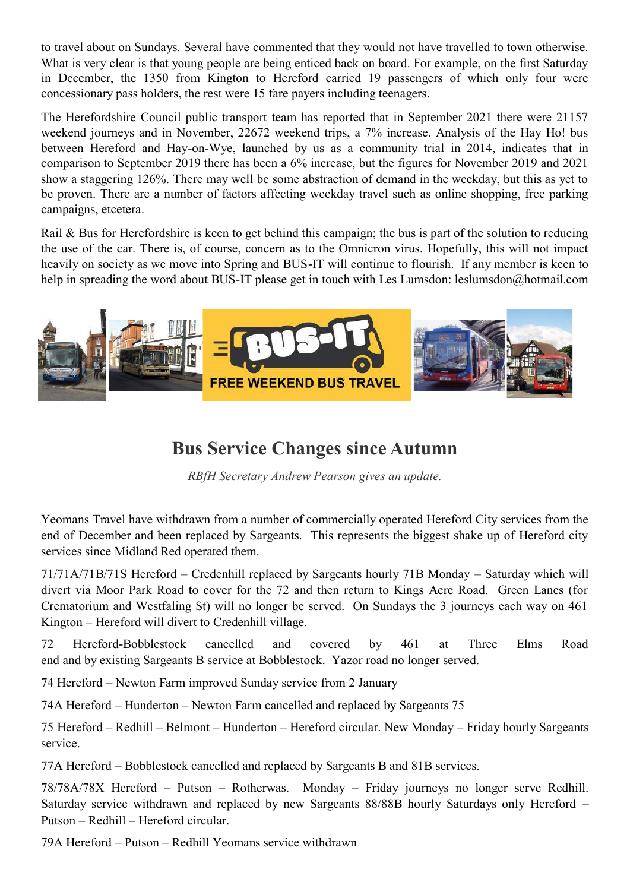to travel about on Sundays. Several have commented that they would not have travelled to town otherwise. What is very clear is that young people are being enticed back on board. For example, on the first Saturday in December, the 1350 from Kington to Hereford carried 19 passengers of which only four were concessionary pass holders, the rest were 15 fare payers including teenagers.

The Herefordshire Council public transport team has reported that in September 2021 there were 21157 weekend journeys and in November, 22672 weekend trips, a 7% increase. Analysis of the Hay Ho! bus between Hereford and Hay-on-Wye, launched by us as a community trial in 2014, indicates that in comparison to September 2019 there has been a 6% increase, but the figures for November 2019 and 2021 show a staggering 126%. There may well be some abstraction of demand in the weekday, but this as yet to be proven. There are a number of factors affecting weekday travel such as online shopping, free parking campaigns, etcetera.

Rail & Bus for Herefordshire is keen to get behind this campaign; the bus is part of the solution to reducing the use of the car. There is, of course, concern as to the Omnicron virus. Hopefully, this will not impact heavily on society as we move into Spring and BUS-IT will continue to flourish. If any member is keen to help in spreading the word about BUS-IT please get in touch with Les Lumsdon: leslumsdon@hotmail.com

BUS-IT FREE WEEKEND BUS TRAVEL

## Bus Service Changes since Autumn

*RBfH Secretary Andrew Pearson gives an update.*

Yeomans Travel have withdrawn from a number of commercially operated Hereford City services from the end of December and been replaced by Sargeants. This represents the biggest shake up of Hereford city services since Midland Red operated them.

71/71A/71B/71S Hereford – Credenhill replaced by Sargeants hourly 71B Monday – Saturday which will divert via Moor Park Road to cover for the 72 and then return to Kings Acre Road. Green Lanes (for Crematorium and Westfaling St) will no longer be served. On Sundays the 3 journeys each way on 461 Kington – Hereford will divert to Credenhill village.

72 Hereford-Bobblestock cancelled and covered by 461 at Three Elms Road end and by existing Sargeants B service at Bobblestock. Yazor road no longer served.

74 Hereford – Newton Farm improved Sunday service from 2 January

74A Hereford – Hunderton – Newton Farm cancelled and replaced by Sargeants 75

75 Hereford – Redhill – Belmont – Hunderton – Hereford circular. New Monday – Friday hourly Sargeants service.

77A Hereford – Bobblestock cancelled and replaced by Sargeants B and 81B services.

78/78A/78X Hereford – Putson – Rotherwas. Monday – Friday journeys no longer serve Redhill. Saturday service withdrawn and replaced by new Sargeants 88/88B hourly Saturdays only Hereford – Putson – Redhill – Hereford circular.

79A Hereford – Putson – Redhill Yeomans service withdrawn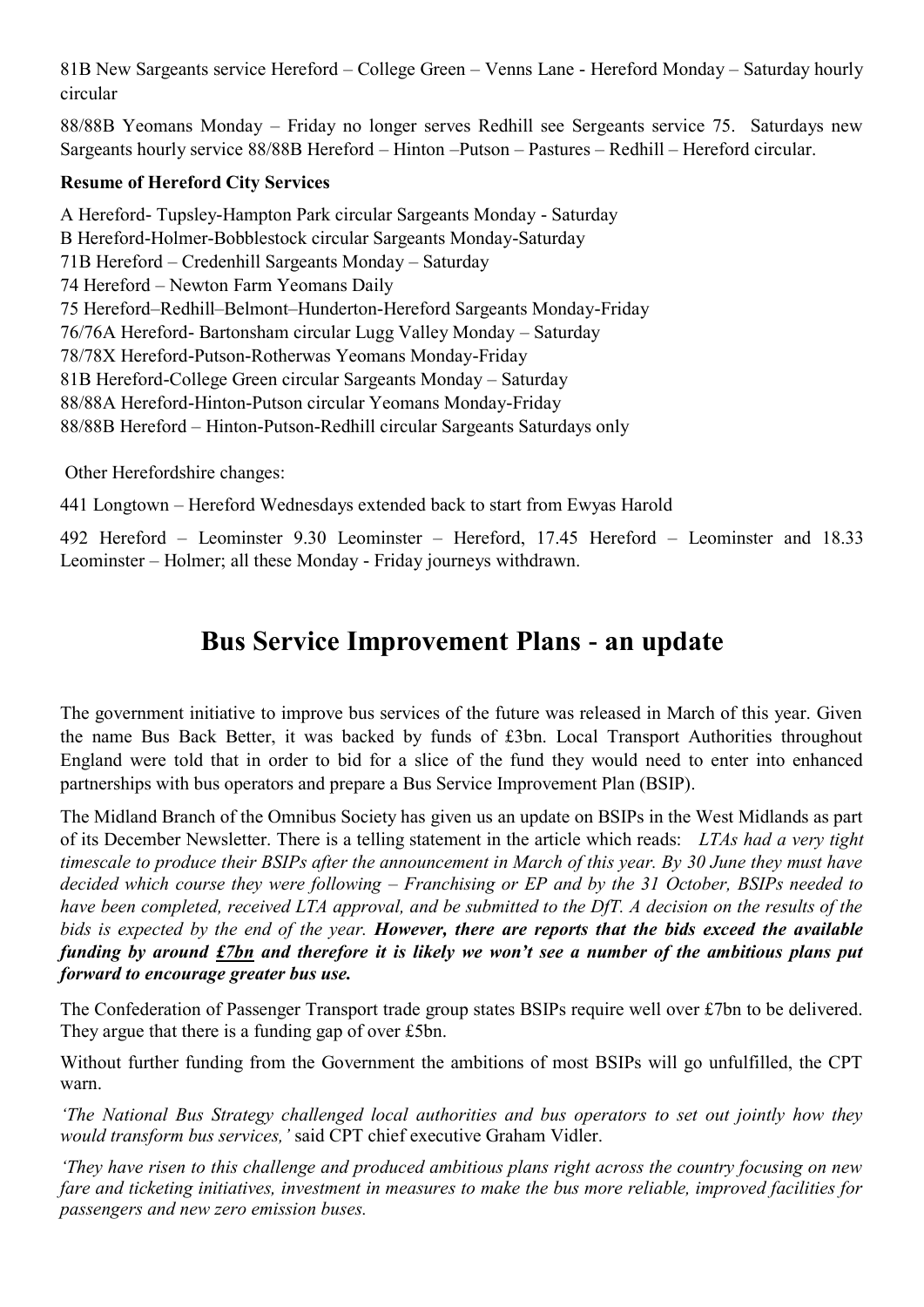81B New Sargeants service Hereford – College Green – Venns Lane - Hereford Monday – Saturday hourly circular

88/88B Yeomans Monday – Friday no longer serves Redhill see Sargeants service 75. Saturdays new Sargeants hourly service 88/88B Hereford – Hinton –Putson – Pastures – Redhill – Hereford circular.

**Resume of Hereford City Services**

A Hereford- Tupsley-Hampton Park circular Sargeants Monday - Saturday
B Hereford-Holmer-Bobblestock circular Sargeants Monday-Saturday
71B Hereford – Credenhill Sargeants Monday – Saturday
74 Hereford – Newton Farm Yeomans Daily
75 Hereford–Redhill–Belmont–Hunderton-Hereford Sargeants Monday-Friday
76/76A Hereford- Bartonsham circular Lugg Valley Monday – Saturday
78/78X Hereford-Putson-Rotherwas Yeomans Monday-Friday
81B Hereford-College Green circular Sargeants Monday – Saturday
88/88A Hereford-Hinton-Putson circular Yeomans Monday-Friday
88/88B Hereford – Hinton-Putson-Redhill circular Sargeants Saturdays only

Other Herefordshire changes:

441 Longtown – Hereford Wednesdays extended back to start from Ewyas Harold

492 Hereford – Leominster 9.30 Leominster – Hereford, 17.45 Hereford – Leominster and 18.33 Leominster – Holmer; all these Monday - Friday journeys withdrawn.

# Bus Service Improvement Plans - an update

The government initiative to improve bus services of the future was released in March of this year. Given the name Bus Back Better, it was backed by funds of £3bn. Local Transport Authorities throughout England were told that in order to bid for a slice of the fund they would need to enter into enhanced partnerships with bus operators and prepare a Bus Service Improvement Plan (BSIP).

The Midland Branch of the Omnibus Society has given us an update on BSIPs in the West Midlands as part of its December Newsletter. There is a telling statement in the article which reads: *LTAs had a very tight timescale to produce their BSIPs after the announcement in March of this year. By 30 June they must have decided which course they were following – Franchising or EP and by the 31 October, BSIPs needed to have been completed, received LTA approval, and be submitted to the DfT. A decision on the results of the bids is expected by the end of the year.* ***However, there are reports that the bids exceed the available funding by around <u>£7bn</u> and therefore it is likely we won't see a number of the ambitious plans put forward to encourage greater bus use.***

The Confederation of Passenger Transport trade group states BSIPs require well over £7bn to be delivered. They argue that there is a funding gap of over £5bn.

Without further funding from the Government the ambitions of most BSIPs will go unfulfilled, the CPT warn.

*'The National Bus Strategy challenged local authorities and bus operators to set out jointly how they would transform bus services,'* said CPT chief executive Graham Vidler.

*'They have risen to this challenge and produced ambitious plans right across the country focusing on new fare and ticketing initiatives, investment in measures to make the bus more reliable, improved facilities for passengers and new zero emission buses.*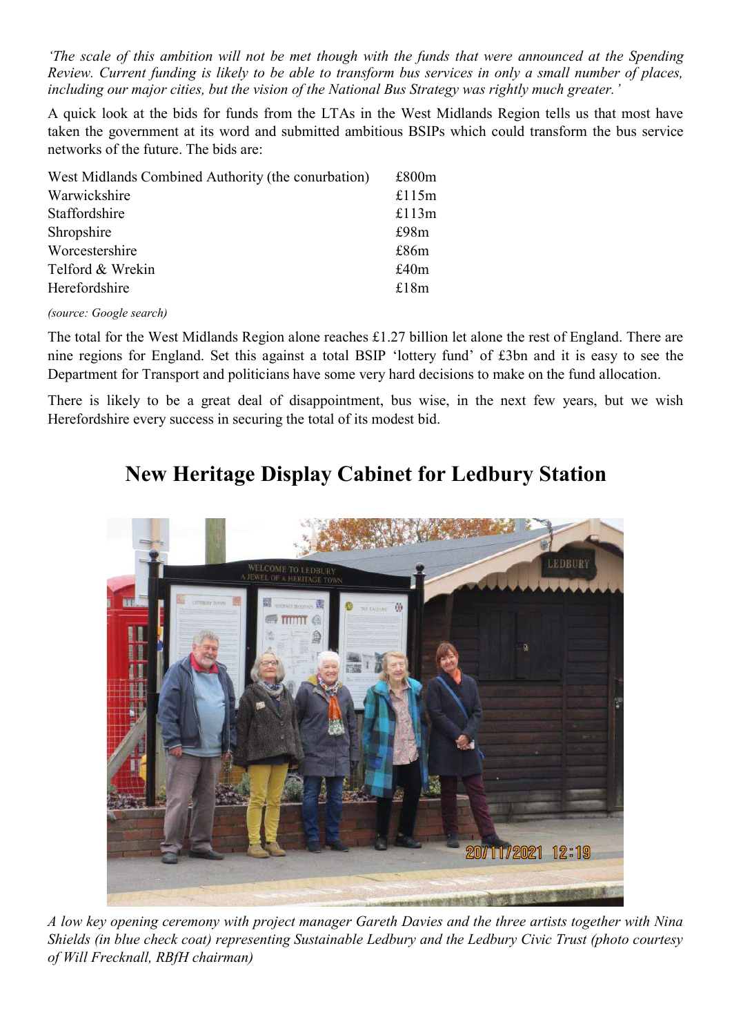*'The scale of this ambition will not be met though with the funds that were announced at the Spending Review. Current funding is likely to be able to transform bus services in only a small number of places, including our major cities, but the vision of the National Bus Strategy was rightly much greater.'*

A quick look at the bids for funds from the LTAs in the West Midlands Region tells us that most have taken the government at its word and submitted ambitious BSIPs which could transform the bus service networks of the future. The bids are:

| | |
|---|---|
| West Midlands Combined Authority (the conurbation) | £800m |
| Warwickshire | £115m |
| Staffordshire | £113m |
| Shropshire | £98m |
| Worcestershire | £86m |
| Telford & Wrekin | £40m |
| Herefordshire | £18m |

*(source: Google search)*

The total for the West Midlands Region alone reaches £1.27 billion let alone the rest of England. There are nine regions for England. Set this against a total BSIP 'lottery fund' of £3bn and it is easy to see the Department for Transport and politicians have some very hard decisions to make on the fund allocation.

There is likely to be a great deal of disappointment, bus wise, in the next few years, but we wish Herefordshire every success in securing the total of its modest bid.

# New Heritage Display Cabinet for Ledbury Station

*A low key opening ceremony with project manager Gareth Davies and the three artists together with Nina Shields (in blue check coat) representing Sustainable Ledbury and the Ledbury Civic Trust (photo courtesy of Will Frecknall, RBfH chairman)*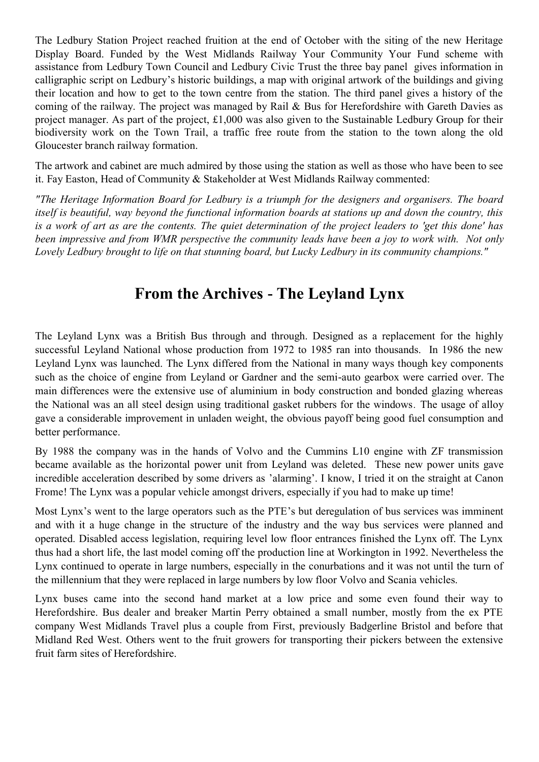The Ledbury Station Project reached fruition at the end of October with the siting of the new Heritage Display Board. Funded by the West Midlands Railway Your Community Your Fund scheme with assistance from Ledbury Town Council and Ledbury Civic Trust the three bay panel gives information in calligraphic script on Ledbury's historic buildings, a map with original artwork of the buildings and giving their location and how to get to the town centre from the station. The third panel gives a history of the coming of the railway. The project was managed by Rail & Bus for Herefordshire with Gareth Davies as project manager. As part of the project, £1,000 was also given to the Sustainable Ledbury Group for their biodiversity work on the Town Trail, a traffic free route from the station to the town along the old Gloucester branch railway formation.

The artwork and cabinet are much admired by those using the station as well as those who have been to see it. Fay Easton, Head of Community & Stakeholder at West Midlands Railway commented:

*"The Heritage Information Board for Ledbury is a triumph for the designers and organisers. The board itself is beautiful, way beyond the functional information boards at stations up and down the country, this is a work of art as are the contents. The quiet determination of the project leaders to 'get this done' has been impressive and from WMR perspective the community leads have been a joy to work with. Not only Lovely Ledbury brought to life on that stunning board, but Lucky Ledbury in its community champions."*

## From the Archives - The Leyland Lynx

The Leyland Lynx was a British Bus through and through. Designed as a replacement for the highly successful Leyland National whose production from 1972 to 1985 ran into thousands. In 1986 the new Leyland Lynx was launched. The Lynx differed from the National in many ways though key components such as the choice of engine from Leyland or Gardner and the semi-auto gearbox were carried over. The main differences were the extensive use of aluminium in body construction and bonded glazing whereas the National was an all steel design using traditional gasket rubbers for the windows. The usage of alloy gave a considerable improvement in unladen weight, the obvious payoff being good fuel consumption and better performance.

By 1988 the company was in the hands of Volvo and the Cummins L10 engine with ZF transmission became available as the horizontal power unit from Leyland was deleted. These new power units gave incredible acceleration described by some drivers as 'alarming'. I know, I tried it on the straight at Canon Frome! The Lynx was a popular vehicle amongst drivers, especially if you had to make up time!

Most Lynx's went to the large operators such as the PTE's but deregulation of bus services was imminent and with it a huge change in the structure of the industry and the way bus services were planned and operated. Disabled access legislation, requiring level low floor entrances finished the Lynx off. The Lynx thus had a short life, the last model coming off the production line at Workington in 1992. Nevertheless the Lynx continued to operate in large numbers, especially in the conurbations and it was not until the turn of the millennium that they were replaced in large numbers by low floor Volvo and Scania vehicles.

Lynx buses came into the second hand market at a low price and some even found their way to Herefordshire. Bus dealer and breaker Martin Perry obtained a small number, mostly from the ex PTE company West Midlands Travel plus a couple from First, previously Badgerline Bristol and before that Midland Red West. Others went to the fruit growers for transporting their pickers between the extensive fruit farm sites of Herefordshire.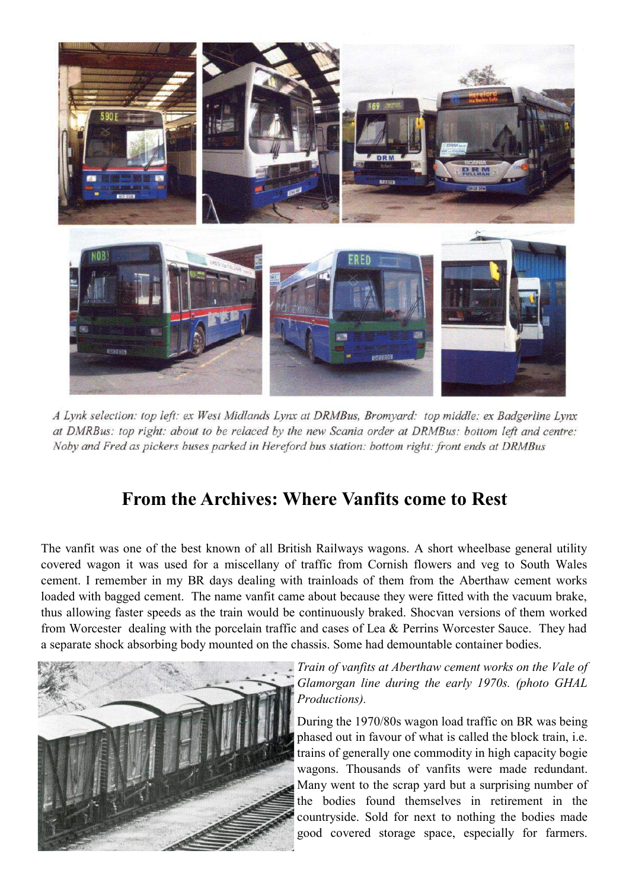*A Lynk selection: top left: ex West Midlands Lynx at DRMBus, Bromyard: top middle: ex Badgerline Lynx at DMRBus: top right: about to be relaced by the new Scania order at DRMBus: bottom left and centre: Noby and Fred as pickers buses parked in Hereford bus station: bottom right: front ends at DRMBus*

# From the Archives: Where Vanfits come to Rest

The vanfit was one of the best known of all British Railways wagons. A short wheelbase general utility covered wagon it was used for a miscellany of traffic from Cornish flowers and veg to South Wales cement. I remember in my BR days dealing with trainloads of them from the Aberthaw cement works loaded with bagged cement. The name vanfit came about because they were fitted with the vacuum brake, thus allowing faster speeds as the train would be continuously braked. Shocvan versions of them worked from Worcester dealing with the porcelain traffic and cases of Lea & Perrins Worcester Sauce. They had a separate shock absorbing body mounted on the chassis. Some had demountable container bodies.

*Train of vanfits at Aberthaw cement works on the Vale of Glamorgan line during the early 1970s. (photo GHAL Productions).*

During the 1970/80s wagon load traffic on BR was being phased out in favour of what is called the block train, i.e. trains of generally one commodity in high capacity bogie wagons. Thousands of vanfits were made redundant. Many went to the scrap yard but a surprising number of the bodies found themselves in retirement in the countryside. Sold for next to nothing the bodies made good covered storage space, especially for farmers.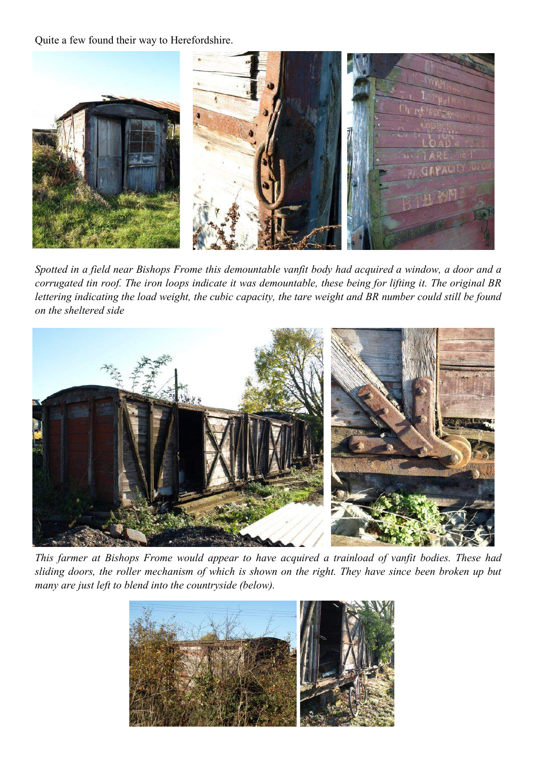Quite a few found their way to Herefordshire.

*Spotted in a field near Bishops Frome this demountable vanfit body had acquired a window, a door and a corrugated tin roof. The iron loops indicate it was demountable, these being for lifting it. The original BR lettering indicating the load weight, the cubic capacity, the tare weight and BR number could still be found on the sheltered side*

*This farmer at Bishops Frome would appear to have acquired a trainload of vanfit bodies. These had sliding doors, the roller mechanism of which is shown on the right. They have since been broken up but many are just left to blend into the countryside (below).*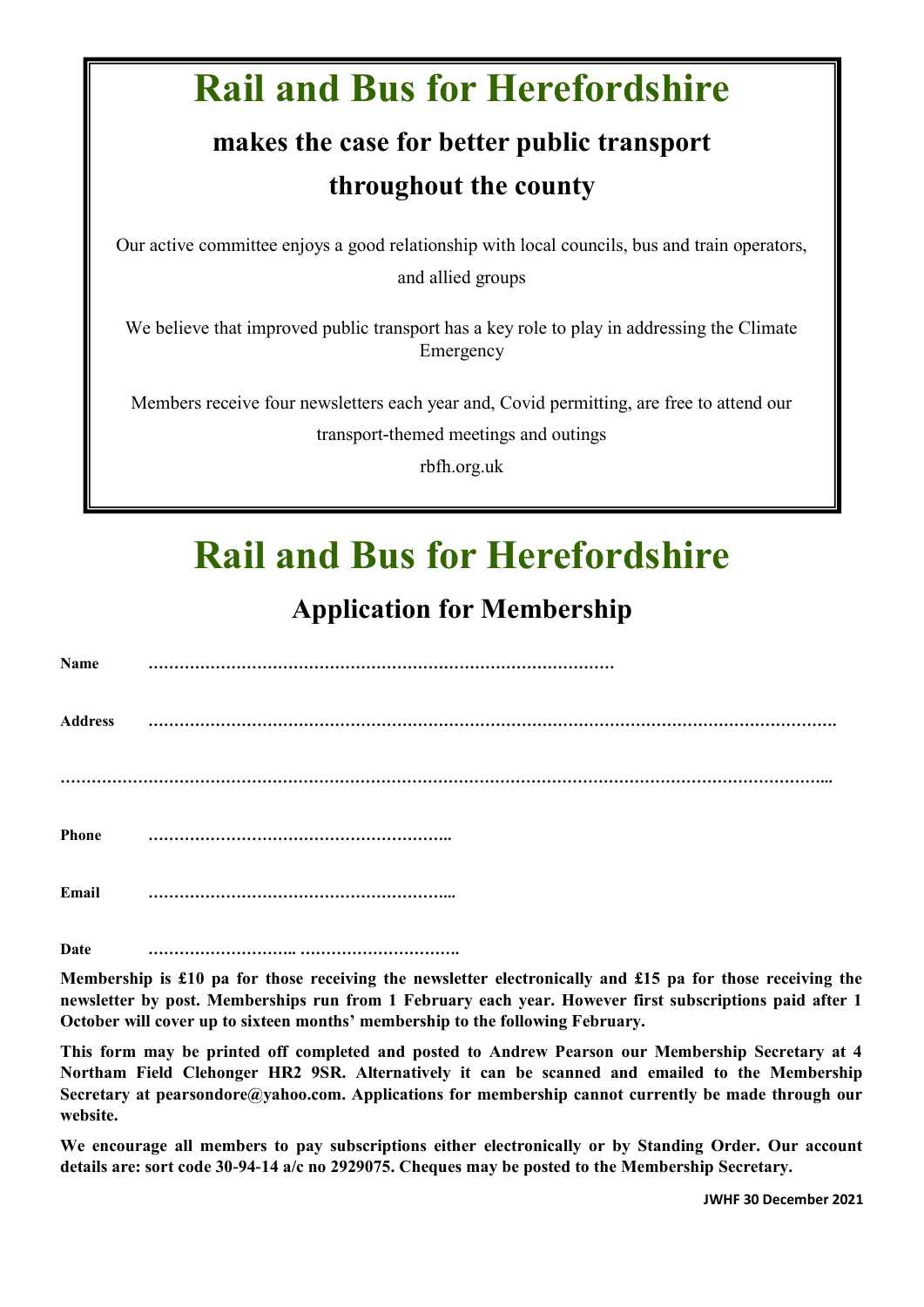# Rail and Bus for Herefordshire

## makes the case for better public transport throughout the county

Our active committee enjoys a good relationship with local councils, bus and train operators, and allied groups

We believe that improved public transport has a key role to play in addressing the Climate Emergency

Members receive four newsletters each year and, Covid permitting, are free to attend our transport-themed meetings and outings

rbfh.org.uk

# Rail and Bus for Herefordshire

## Application for Membership

**Name** ………………………………………………………………………………

**Address** ……………………………………………………………………………………………………………………

……………………………………………………………………………………………………………………………………...

**Phone** …………………………………………………..

**Email** …………………………………………………...

**Date** ……………………….. ………………………….

**Membership is £10 pa for those receiving the newsletter electronically and £15 pa for those receiving the newsletter by post. Memberships run from 1 February each year. However first subscriptions paid after 1 October will cover up to sixteen months' membership to the following February.**

**This form may be printed off completed and posted to Andrew Pearson our Membership Secretary at 4 Northam Field Clehonger HR2 9SR. Alternatively it can be scanned and emailed to the Membership Secretary at pearsondore@yahoo.com. Applications for membership cannot currently be made through our website.**

**We encourage all members to pay subscriptions either electronically or by Standing Order. Our account details are: sort code 30-94-14 a/c no 2929075. Cheques may be posted to the Membership Secretary.**

**JWHF 30 December 2021**